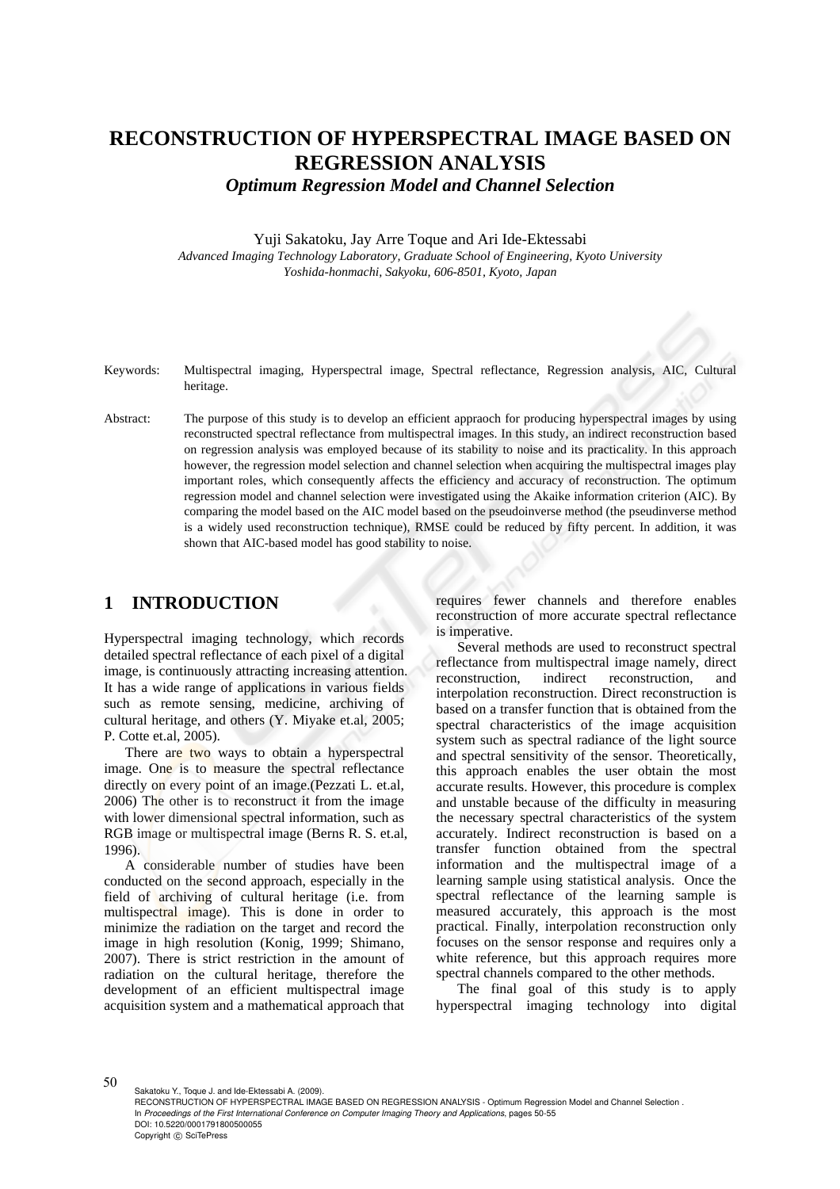# RECONSTRUCTION OF HYPERSPECTRAL IMAGE BASED ON REGRESSION ANALYSIS

## *Optimum Regression Model and Channel Selection*

Yuji Sakatoku, Jay Arre Toque and Ari Ide-Ektessabi

*Advanced Imaging Technology Laboratory, Graduate School of Engineering, Kyoto University*
*Yoshida-honmachi, Sakyoku, 606-8501, Kyoto, Japan*

Keywords: Multispectral imaging, Hyperspectral image, Spectral reflectance, Regression analysis, AIC, Cultural heritage.

Abstract: The purpose of this study is to develop an efficient appraoch for producing hyperspectral images by using reconstructed spectral reflectance from multispectral images. In this study, an indirect reconstruction based on regression analysis was employed because of its stability to noise and its practicality. In this approach however, the regression model selection and channel selection when acquiring the multispectral images play important roles, which consequently affects the efficiency and accuracy of reconstruction. The optimum regression model and channel selection were investigated using the Akaike information criterion (AIC). By comparing the model based on the AIC model based on the pseudoinverse method (the pseudinverse method is a widely used reconstruction technique), RMSE could be reduced by fifty percent. In addition, it was shown that AIC-based model has good stability to noise.

## 1 INTRODUCTION

Hyperspectral imaging technology, which records detailed spectral reflectance of each pixel of a digital image, is continuously attracting increasing attention. It has a wide range of applications in various fields such as remote sensing, medicine, archiving of cultural heritage, and others (Y. Miyake et.al, 2005; P. Cotte et.al, 2005).

There are two ways to obtain a hyperspectral image. One is to measure the spectral reflectance directly on every point of an image.(Pezzati L. et.al, 2006) The other is to reconstruct it from the image with lower dimensional spectral information, such as RGB image or multispectral image (Berns R. S. et.al, 1996).

A considerable number of studies have been conducted on the second approach, especially in the field of archiving of cultural heritage (i.e. from multispectral image). This is done in order to minimize the radiation on the target and record the image in high resolution (Konig, 1999; Shimano, 2007). There is strict restriction in the amount of radiation on the cultural heritage, therefore the development of an efficient multispectral image acquisition system and a mathematical approach that requires fewer channels and therefore enables reconstruction of more accurate spectral reflectance is imperative.

Several methods are used to reconstruct spectral reflectance from multispectral image namely, direct reconstruction, indirect reconstruction, and interpolation reconstruction. Direct reconstruction is based on a transfer function that is obtained from the spectral characteristics of the image acquisition system such as spectral radiance of the light source and spectral sensitivity of the sensor. Theoretically, this approach enables the user obtain the most accurate results. However, this procedure is complex and unstable because of the difficulty in measuring the necessary spectral characteristics of the system accurately. Indirect reconstruction is based on a transfer function obtained from the spectral information and the multispectral image of a learning sample using statistical analysis. Once the spectral reflectance of the learning sample is measured accurately, this approach is the most practical. Finally, interpolation reconstruction only focuses on the sensor response and requires only a white reference, but this approach requires more spectral channels compared to the other methods.

The final goal of this study is to apply hyperspectral imaging technology into digital

Sakatoku Y., Toque J. and Ide-Ektessabi A. (2009).
RECONSTRUCTION OF HYPERSPECTRAL IMAGE BASED ON REGRESSION ANALYSIS - Optimum Regression Model and Channel Selection .
In *Proceedings of the First International Conference on Computer Imaging Theory and Applications*, pages 50-55
DOI: 10.5220/0001791800500055
Copyright © SciTePress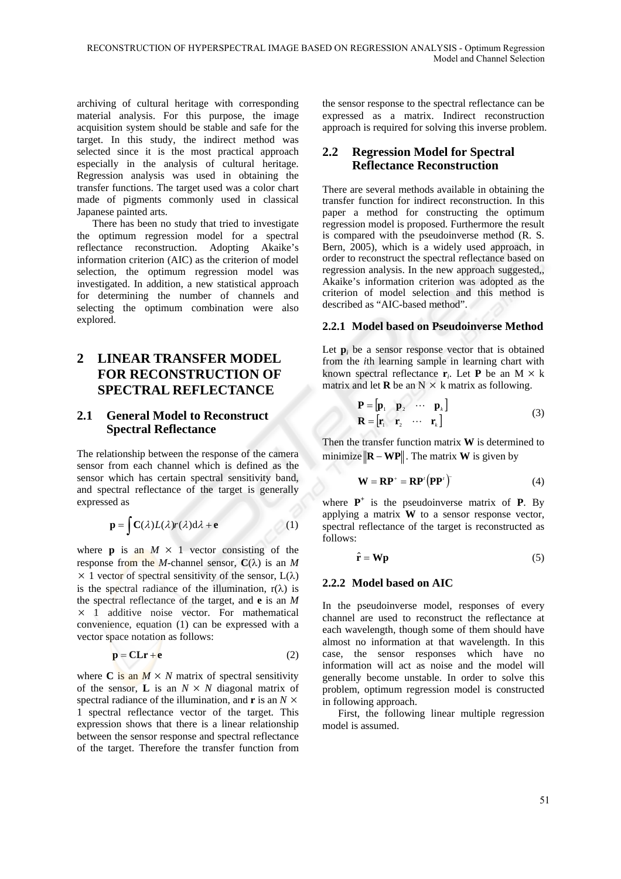archiving of cultural heritage with corresponding material analysis. For this purpose, the image acquisition system should be stable and safe for the target. In this study, the indirect method was selected since it is the most practical approach especially in the analysis of cultural heritage. Regression analysis was used in obtaining the transfer functions. The target used was a color chart made of pigments commonly used in classical Japanese painted arts.

There has been no study that tried to investigate the optimum regression model for a spectral reflectance reconstruction. Adopting Akaike's information criterion (AIC) as the criterion of model selection, the optimum regression model was investigated. In addition, a new statistical approach for determining the number of channels and selecting the optimum combination were also explored.

## 2 LINEAR TRANSFER MODEL FOR RECONSTRUCTION OF SPECTRAL REFLECTANCE

### 2.1 General Model to Reconstruct Spectral Reflectance

The relationship between the response of the camera sensor from each channel which is defined as the sensor which has certain spectral sensitivity band, and spectral reflectance of the target is generally expressed as

$$\mathbf{p} = \int \mathbf{C}(\lambda) L(\lambda) r(\lambda) \mathrm{d}\lambda + \mathbf{e} \tag{1}$$

where $\mathbf{p}$ is an $M \times 1$ vector consisting of the response from the $M$-channel sensor, $\mathbf{C}(\lambda)$ is an $M \times 1$ vector of spectral sensitivity of the sensor, $L(\lambda)$ is the spectral radiance of the illumination, $r(\lambda)$ is the spectral reflectance of the target, and $\mathbf{e}$ is an $M \times 1$ additive noise vector. For mathematical convenience, equation (1) can be expressed with a vector space notation as follows:

$$\mathbf{p} = \mathbf{CLr} + \mathbf{e} \tag{2}$$

where $\mathbf{C}$ is an $M \times N$ matrix of spectral sensitivity of the sensor, $\mathbf{L}$ is an $N \times N$ diagonal matrix of spectral radiance of the illumination, and $\mathbf{r}$ is an $N \times 1$ spectral reflectance vector of the target. This expression shows that there is a linear relationship between the sensor response and spectral reflectance of the target. Therefore the transfer function from the sensor response to the spectral reflectance can be expressed as a matrix. Indirect reconstruction approach is required for solving this inverse problem.

### 2.2 Regression Model for Spectral Reflectance Reconstruction

There are several methods available in obtaining the transfer function for indirect reconstruction. In this paper a method for constructing the optimum regression model is proposed. Furthermore the result is compared with the pseudoinverse method (R. S. Bern, 2005), which is a widely used approach, in order to reconstruct the spectral reflectance based on regression analysis. In the new approach suggested,, Akaike's information criterion was adopted as the criterion of model selection and this method is described as "AIC-based method".

#### 2.2.1 Model based on Pseudoinverse Method

Let $\mathbf{p}_i$ be a sensor response vector that is obtained from the $i$th learning sample in learning chart with known spectral reflectance $\mathbf{r}_i$. Let $\mathbf{P}$ be an $M \times k$ matrix and let $\mathbf{R}$ be an $N \times k$ matrix as following.

$$\begin{aligned} \mathbf{P} &= [\mathbf{p}_1 \quad \mathbf{p}_2 \quad \cdots \quad \mathbf{p}_k] \\ \mathbf{R} &= [\mathbf{r}_1 \quad \mathbf{r}_2 \quad \cdots \quad \mathbf{r}_k] \end{aligned} \tag{3}$$

Then the transfer function matrix $\mathbf{W}$ is determined to minimize $\|\mathbf{R} - \mathbf{WP}\|$. The matrix $\mathbf{W}$ is given by

$$\mathbf{W} = \mathbf{RP}^{+} = \mathbf{RP}^{t}\left(\mathbf{PP}^{t}\right)^{-} \tag{4}$$

where $\mathbf{P}^{+}$ is the pseudoinverse matrix of $\mathbf{P}$. By applying a matrix $\mathbf{W}$ to a sensor response vector, spectral reflectance of the target is reconstructed as follows:

$$\hat{\mathbf{r}} = \mathbf{Wp} \tag{5}$$

#### 2.2.2 Model based on AIC

In the pseudoinverse model, responses of every channel are used to reconstruct the reflectance at each wavelength, though some of them should have almost no information at that wavelength. In this case, the sensor responses which have no information will act as noise and the model will generally become unstable. In order to solve this problem, optimum regression model is constructed in following approach.

First, the following linear multiple regression model is assumed.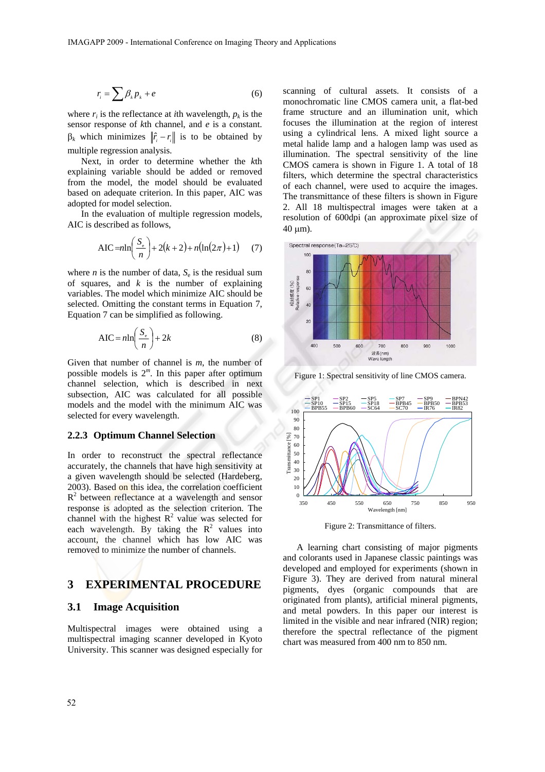$$r_i = \sum \beta_k p_k + e \quad (6)$$

where $r_i$ is the reflectance at $i$th wavelength, $p_k$ is the sensor response of $k$th channel, and $e$ is a constant. $\beta_k$ which minimizes $\|\hat{r}_i - r_i\|$ is to be obtained by multiple regression analysis.

Next, in order to determine whether the $k$th explaining variable should be added or removed from the model, the model should be evaluated based on adequate criterion. In this paper, AIC was adopted for model selection.

In the evaluation of multiple regression models, AIC is described as follows,

$$\mathrm{AIC} = n\ln\left(\frac{S_e}{n}\right) + 2(k+2) + n(\ln(2\pi)+1) \quad (7)$$

where $n$ is the number of data, $S_e$ is the residual sum of squares, and $k$ is the number of explaining variables. The model which minimize AIC should be selected. Omitting the constant terms in Equation 7, Equation 7 can be simplified as following.

$$\mathrm{AIC} = n\ln\left(\frac{S_e}{n}\right) + 2k \quad (8)$$

Given that number of channel is $m$, the number of possible models is $2^m$. In this paper after optimum channel selection, which is described in next subsection, AIC was calculated for all possible models and the model with the minimum AIC was selected for every wavelength.

### 2.2.3 Optimum Channel Selection

In order to reconstruct the spectral reflectance accurately, the channels that have high sensitivity at a given wavelength should be selected (Hardeberg, 2003). Based on this idea, the correlation coefficient $R^2$ between reflectance at a wavelength and sensor response is adopted as the selection criterion. The channel with the highest $R^2$ value was selected for each wavelength. By taking the $R^2$ values into account, the channel which has low AIC was removed to minimize the number of channels.

## 3 EXPERIMENTAL PROCEDURE

### 3.1 Image Acquisition

Multispectral images were obtained using a multispectral imaging scanner developed in Kyoto University. This scanner was designed especially for scanning of cultural assets. It consists of a monochromatic line CMOS camera unit, a flat-bed frame structure and an illumination unit, which focuses the illumination at the region of interest using a cylindrical lens. A mixed light source a metal halide lamp and a halogen lamp was used as illumination. The spectral sensitivity of the line CMOS camera is shown in Figure 1. A total of 18 filters, which determine the spectral characteristics of each channel, were used to acquire the images. The transmittance of these filters is shown in Figure 2. All 18 multispectral images were taken at a resolution of 600dpi (an approximate pixel size of 40 μm).

Spectral response(Ta=25℃)
100
80
60
40
20
相対感度 (%)
Relative response
400 500 600 700 800 900 1000
波長(nm)
Wave length

Figure 1: Spectral sensitivity of line CMOS camera.

SP1 SP2 SP5 SP7 SP9 BPN42
SP10 SP15 SP18 BPB45 BPB50 BPB53
BPB55 BPB60 SC64 SC70 IR76 IR82
Transmittance [%]
100 90 80 70 60 50 40 30 20 10 0
350 450 550 650 750 850 950
Wavelength [nm]

Figure 2: Transmittance of filters.

A learning chart consisting of major pigments and colorants used in Japanese classic paintings was developed and employed for experiments (shown in Figure 3). They are derived from natural mineral pigments, dyes (organic compounds that are originated from plants), artificial mineral pigments, and metal powders. In this paper our interest is limited in the visible and near infrared (NIR) region; therefore the spectral reflectance of the pigment chart was measured from 400 nm to 850 nm.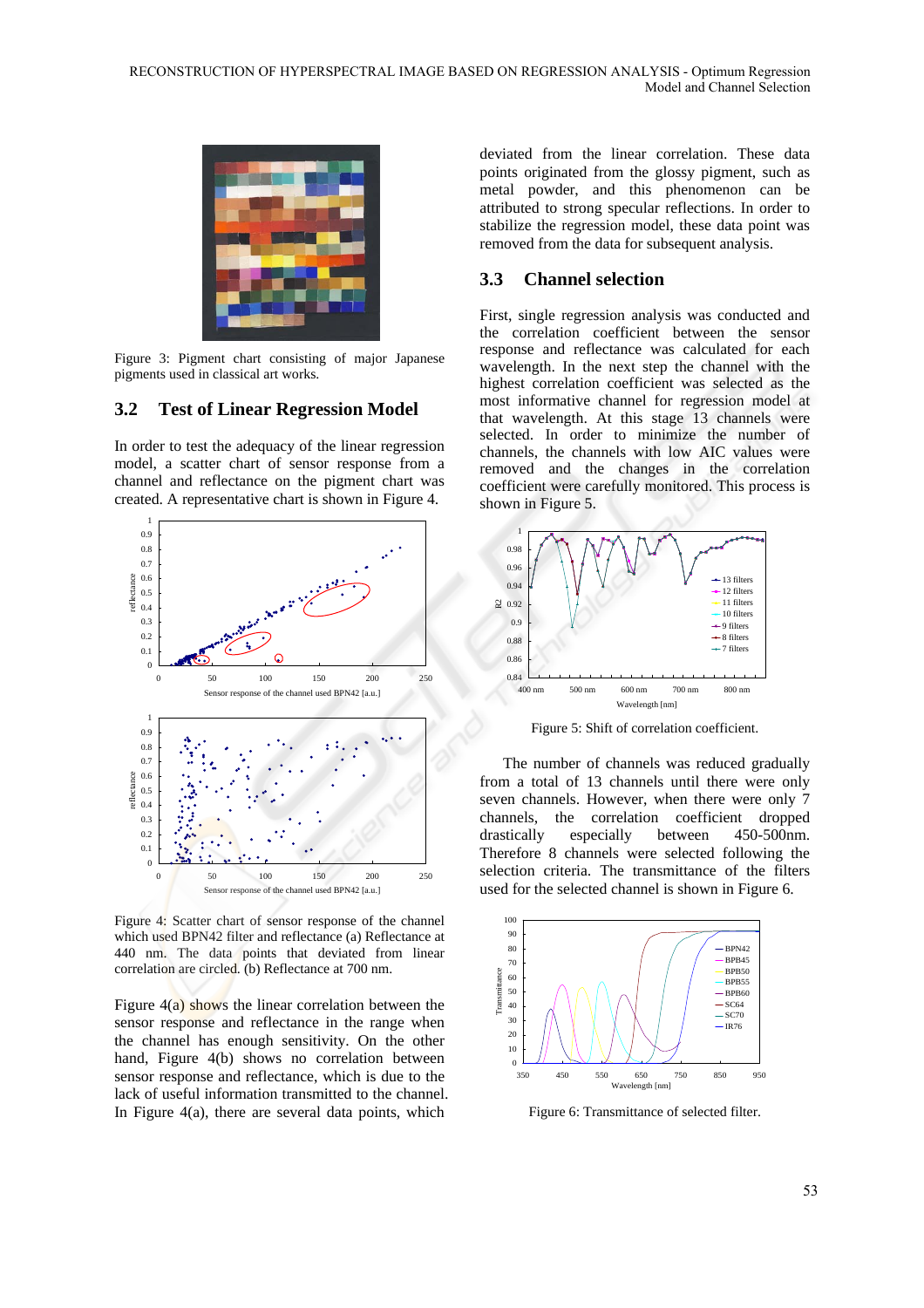Figure 3: Pigment chart consisting of major Japanese pigments used in classical art works.

## 3.2 Test of Linear Regression Model

In order to test the adequacy of the linear regression model, a scatter chart of sensor response from a channel and reflectance on the pigment chart was created. A representative chart is shown in Figure 4.

reflectance
1
0.9
0.8
0.7
0.6
0.5
0.4
0.3
0.2
0.1
0
0 50 100 150 200 250
Sensor response of the channel used BPN42 [a.u.]

reflectance
1
0.9
0.8
0.7
0.6
0.5
0.4
0.3
0.2
0.1
0
0 50 100 150 200 250
Sensor response of the channel used BPN42 [a.u.]

Figure 4: Scatter chart of sensor response of the channel which used BPN42 filter and reflectance (a) Reflectance at 440 nm. The data points that deviated from linear correlation are circled. (b) Reflectance at 700 nm.

Figure 4(a) shows the linear correlation between the sensor response and reflectance in the range when the channel has enough sensitivity. On the other hand, Figure 4(b) shows no correlation between sensor response and reflectance, which is due to the lack of useful information transmitted to the channel. In Figure 4(a), there are several data points, which deviated from the linear correlation. These data points originated from the glossy pigment, such as metal powder, and this phenomenon can be attributed to strong specular reflections. In order to stabilize the regression model, these data point was removed from the data for subsequent analysis.

## 3.3 Channel selection

First, single regression analysis was conducted and the correlation coefficient between the sensor response and reflectance was calculated for each wavelength. In the next step the channel with the highest correlation coefficient was selected as the most informative channel for regression model at that wavelength. At this stage 13 channels were selected. In order to minimize the number of channels, the channels with low AIC values were removed and the changes in the correlation coefficient were carefully monitored. This process is shown in Figure 5.

R2
1
0.98
0.96
0.94
0.92
0.9
0.88
0.86
0.84
400 nm 500 nm 600 nm 700 nm 800 nm
Wavelength [nm]
13 filters
12 filters
11 filters
10 filters
9 filters
8 filters
7 filters

Figure 5: Shift of correlation coefficient.

The number of channels was reduced gradually from a total of 13 channels until there were only seven channels. However, when there were only 7 channels, the correlation coefficient dropped drastically especially between 450-500nm. Therefore 8 channels were selected following the selection criteria. The transmittance of the filters used for the selected channel is shown in Figure 6.

Transmittance
100
90
80
70
60
50
40
30
20
10
0
350 450 550 650 750 850 950
Wavelength [nm]
BPN42
BPB45
BPB50
BPB55
BPB60
SC64
SC70
IR76

Figure 6: Transmittance of selected filter.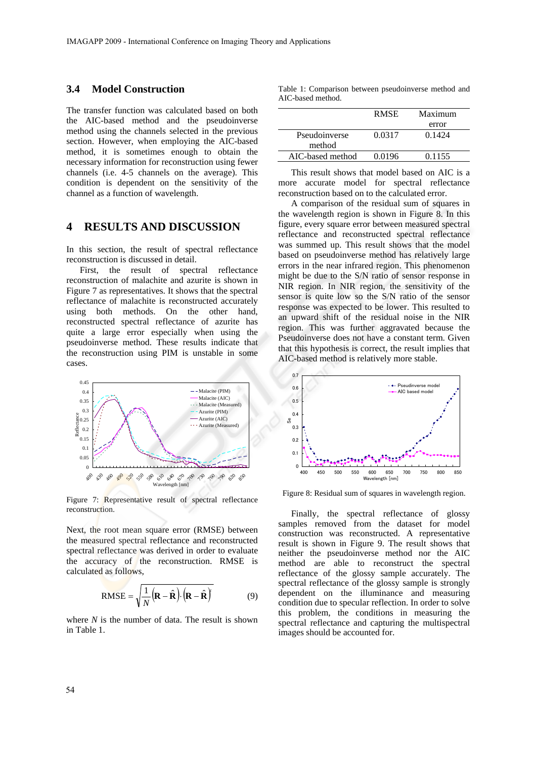### 3.4 Model Construction

The transfer function was calculated based on both the AIC-based method and the pseudoinverse method using the channels selected in the previous section. However, when employing the AIC-based method, it is sometimes enough to obtain the necessary information for reconstruction using fewer channels (i.e. 4-5 channels on the average). This condition is dependent on the sensitivity of the channel as a function of wavelength.

## 4 RESULTS AND DISCUSSION

In this section, the result of spectral reflectance reconstruction is discussed in detail.

First, the result of spectral reflectance reconstruction of malachite and azurite is shown in Figure 7 as representatives. It shows that the spectral reflectance of malachite is reconstructed accurately using both methods. On the other hand, reconstructed spectral reflectance of azurite has quite a large error especially when using the pseudoinverse method. These results indicate that the reconstruction using PIM is unstable in some cases.

Reflectance
0.45
0.4
0.35
0.3
0.25
0.2
0.15
0.1
0.05
0
400 430 460 490 520 550 580 610 640 670 700 730 760 790 820 850
Wavelength [nm]
Malacite (PIM)
Malacite (AIC)
Malacite (Measured)
Azurite (PIM)
Azurite (AIC)
Azurite (Measured)

Figure 7: Representative result of spectral reflectance reconstruction.

Next, the root mean square error (RMSE) between the measured spectral reflectance and reconstructed spectral reflectance was derived in order to evaluate the accuracy of the reconstruction. RMSE is calculated as follows,

$$\mathrm{RMSE} = \sqrt{\frac{1}{N}\left(\mathbf{R}-\hat{\mathbf{R}}\right)\cdot\left(\mathbf{R}-\hat{\mathbf{R}}\right)^{t}} \tag{9}$$

where $N$ is the number of data. The result is shown in Table 1.

Table 1: Comparison between pseudoinverse method and AIC-based method.

| | RMSE | Maximum error |
|---|---|---|
| Pseudoinverse method | 0.0317 | 0.1424 |
| AIC-based method | 0.0196 | 0.1155 |

This result shows that model based on AIC is a more accurate model for spectral reflectance reconstruction based on to the calculated error.

A comparison of the residual sum of squares in the wavelength region is shown in Figure 8. In this figure, every square error between measured spectral reflectance and reconstructed spectral reflectance was summed up. This result shows that the model based on pseudoinverse method has relatively large errors in the near infrared region. This phenomenon might be due to the S/N ratio of sensor response in NIR region. In NIR region, the sensitivity of the sensor is quite low so the S/N ratio of the sensor response was expected to be lower. This resulted to an upward shift of the residual noise in the NIR region. This was further aggravated because the Pseudoinverse does not have a constant term. Given that this hypothesis is correct, the result implies that AIC-based method is relatively more stable.

Se
0.7
0.6
0.5
0.4
0.3
0.2
0.1
0
400 450 500 550 600 650 700 750 800 850
Wavelength [nm]
Pseudinverse model
AIC based model

Figure 8: Residual sum of squares in wavelength region.

Finally, the spectral reflectance of glossy samples removed from the dataset for model construction was reconstructed. A representative result is shown in Figure 9. The result shows that neither the pseudoinverse method nor the AIC method are able to reconstruct the spectral reflectance of the glossy sample accurately. The spectral reflectance of the glossy sample is strongly dependent on the illuminance and measuring condition due to specular reflection. In order to solve this problem, the conditions in measuring the spectral reflectance and capturing the multispectral images should be accounted for.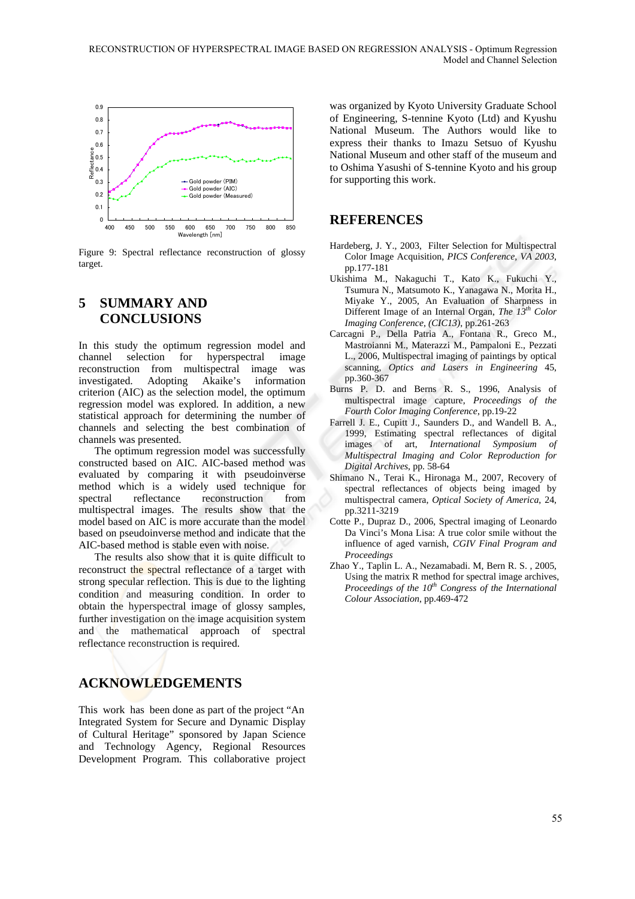0.9
0.8
0.7
0.6
0.5
0.4
0.3
0.2
0.1
0
Reflectance
400 450 500 550 600 650 700 750 800 850
Wavelength [nm]
Gold powder (PIM)
Gold powder (AIC)
Gold powder (Measured)

Figure 9: Spectral reflectance reconstruction of glossy target.

# 5 SUMMARY AND CONCLUSIONS

In this study the optimum regression model and channel selection for hyperspectral image reconstruction from multispectral image was investigated. Adopting Akaike's information criterion (AIC) as the selection model, the optimum regression model was explored. In addition, a new statistical approach for determining the number of channels and selecting the best combination of channels was presented.

The optimum regression model was successfully constructed based on AIC. AIC-based method was evaluated by comparing it with pseudoinverse method which is a widely used technique for spectral reflectance reconstruction from multispectral images. The results show that the model based on AIC is more accurate than the model based on pseudoinverse method and indicate that the AIC-based method is stable even with noise.

The results also show that it is quite difficult to reconstruct the spectral reflectance of a target with strong specular reflection. This is due to the lighting condition and measuring condition. In order to obtain the hyperspectral image of glossy samples, further investigation on the image acquisition system and the mathematical approach of spectral reflectance reconstruction is required.

# ACKNOWLEDGEMENTS

This work has been done as part of the project "An Integrated System for Secure and Dynamic Display of Cultural Heritage" sponsored by Japan Science and Technology Agency, Regional Resources Development Program. This collaborative project was organized by Kyoto University Graduate School of Engineering, S-tennine Kyoto (Ltd) and Kyushu National Museum. The Authors would like to express their thanks to Imazu Setsuo of Kyushu National Museum and other staff of the museum and to Oshima Yasushi of S-tennine Kyoto and his group for supporting this work.

# REFERENCES

Hardeberg, J. Y., 2003, Filter Selection for Multispectral Color Image Acquisition, *PICS Conference, VA 2003*, pp.177-181

Ukishima M., Nakaguchi T., Kato K., Fukuchi Y., Tsumura N., Matsumoto K., Yanagawa N., Morita H., Miyake Y., 2005, An Evaluation of Sharpness in Different Image of an Internal Organ, *The 13th Color Imaging Conference, (CIC13)*, pp.261-263

Carcagni P., Della Patria A., Fontana R., Greco M., Mastroianni M., Materazzi M., Pampaloni E., Pezzati L., 2006, Multispectral imaging of paintings by optical scanning, *Optics and Lasers in Engineering* 45, pp.360-367

Burns P. D. and Berns R. S., 1996, Analysis of multispectral image capture, *Proceedings of the Fourth Color Imaging Conference*, pp.19-22

Farrell J. E., Cupitt J., Saunders D., and Wandell B. A., 1999, Estimating spectral reflectances of digital images of art, *International Symposium of Multispectral Imaging and Color Reproduction for Digital Archives*, pp. 58-64

Shimano N., Terai K., Hironaga M., 2007, Recovery of spectral reflectances of objects being imaged by multispectral camera, *Optical Society of America*, 24, pp.3211-3219

Cotte P., Dupraz D., 2006, Spectral imaging of Leonardo Da Vinci's Mona Lisa: A true color smile without the influence of aged varnish, *CGIV Final Program and Proceedings*

Zhao Y., Taplin L. A., Nezamabadi. M, Bern R. S. , 2005, Using the matrix R method for spectral image archives, *Proceedings of the 10th Congress of the International Colour Association*, pp.469-472